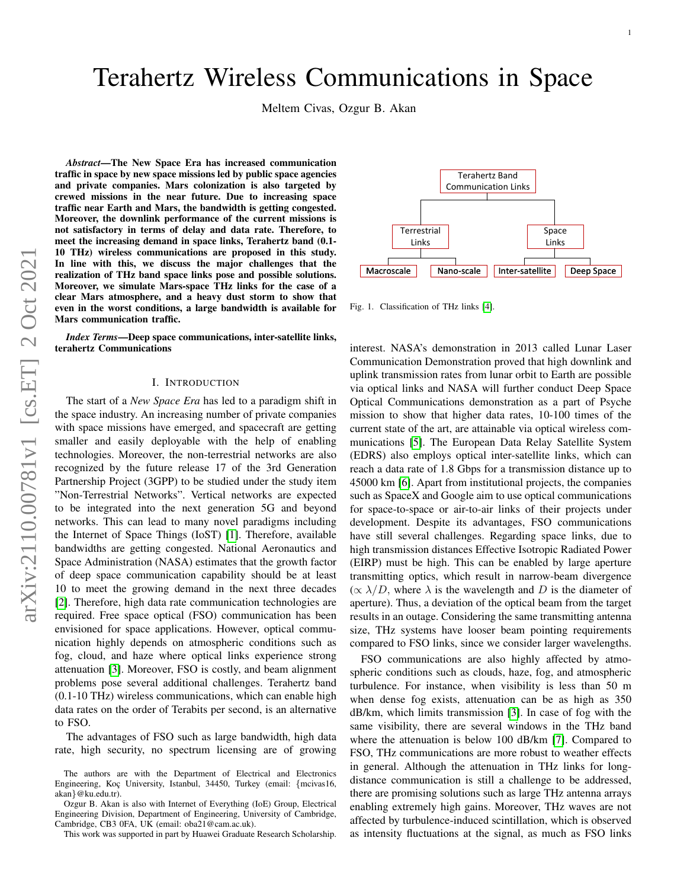# Terahertz Wireless Communications in Space

Meltem Civas, Ozgur B. Akan

***Abstract*—The New Space Era has increased communication traffic in space by new space missions led by public space agencies and private companies. Mars colonization is also targeted by crewed missions in the near future. Due to increasing space traffic near Earth and Mars, the bandwidth is getting congested. Moreover, the downlink performance of the current missions is not satisfactory in terms of delay and data rate. Therefore, to meet the increasing demand in space links, Terahertz band (0.1-10 THz) wireless communications are proposed in this study. In line with this, we discuss the major challenges that the realization of THz band space links pose and possible solutions. Moreover, we simulate Mars-space THz links for the case of a clear Mars atmosphere, and a heavy dust storm to show that even in the worst conditions, a large bandwidth is available for Mars communication traffic.**

***Index Terms*—Deep space communications, inter-satellite links, terahertz Communications**

## I. Introduction

The start of a *New Space Era* has led to a paradigm shift in the space industry. An increasing number of private companies with space missions have emerged, and spacecraft are getting smaller and easily deployable with the help of enabling technologies. Moreover, the non-terrestrial networks are also recognized by the future release 17 of the 3rd Generation Partnership Project (3GPP) to be studied under the study item "Non-Terrestrial Networks". Vertical networks are expected to be integrated into the next generation 5G and beyond networks. This can lead to many novel paradigms including the Internet of Space Things (IoST) [1]. Therefore, available bandwidths are getting congested. National Aeronautics and Space Administration (NASA) estimates that the growth factor of deep space communication capability should be at least 10 to meet the growing demand in the next three decades [2]. Therefore, high data rate communication technologies are required. Free space optical (FSO) communication has been envisioned for space applications. However, optical communication highly depends on atmospheric conditions such as fog, cloud, and haze where optical links experience strong attenuation [3]. Moreover, FSO is costly, and beam alignment problems pose several additional challenges. Terahertz band (0.1-10 THz) wireless communications, which can enable high data rates on the order of Terabits per second, is an alternative to FSO.

The advantages of FSO such as large bandwidth, high data rate, high security, no spectrum licensing are of growing interest. NASA's demonstration in 2013 called Lunar Laser Communication Demonstration proved that high downlink and uplink transmission rates from lunar orbit to Earth are possible via optical links and NASA will further conduct Deep Space Optical Communications demonstration as a part of Psyche mission to show that higher data rates, 10-100 times of the current state of the art, are attainable via optical wireless communications [5]. The European Data Relay Satellite System (EDRS) also employs optical inter-satellite links, which can reach a data rate of 1.8 Gbps for a transmission distance up to 45000 km [6]. Apart from institutional projects, the companies such as SpaceX and Google aim to use optical communications for space-to-space or air-to-air links of their projects under development. Despite its advantages, FSO communications have still several challenges. Regarding space links, due to high transmission distances Effective Isotropic Radiated Power (EIRP) must be high. This can be enabled by large aperture transmitting optics, which result in narrow-beam divergence ($\propto \lambda/D$, where $\lambda$ is the wavelength and $D$ is the diameter of aperture). Thus, a deviation of the optical beam from the target results in an outage. Considering the same transmitting antenna size, THz systems have looser beam pointing requirements compared to FSO links, since we consider larger wavelengths.

FSO communications are also highly affected by atmospheric conditions such as clouds, haze, fog, and atmospheric turbulence. For instance, when visibility is less than 50 m when dense fog exists, attenuation can be as high as 350 dB/km, which limits transmission [3]. In case of fog with the same visibility, there are several windows in the THz band where the attenuation is below 100 dB/km [7]. Compared to FSO, THz communications are more robust to weather effects in general. Although the attenuation in THz links for long-distance communication is still a challenge to be addressed, there are promising solutions such as large THz antenna arrays enabling extremely high gains. Moreover, THz waves are not affected by turbulence-induced scintillation, which is observed as intensity fluctuations at the signal, as much as FSO links

Terahertz Band Communication Links
- Terrestrial Links
  - Macroscale
  - Nano-scale
- Space Links
  - Inter-satellite
  - Deep Space

Fig. 1. Classification of THz links [4].

The authors are with the Department of Electrical and Electronics Engineering, Koç University, Istanbul, 34450, Turkey (email: {mcivas16, akan}@ku.edu.tr).

Ozgur B. Akan is also with Internet of Everything (IoE) Group, Electrical Engineering Division, Department of Engineering, University of Cambridge, Cambridge, CB3 0FA, UK (email: oba21@cam.ac.uk).

This work was supported in part by Huawei Graduate Research Scholarship.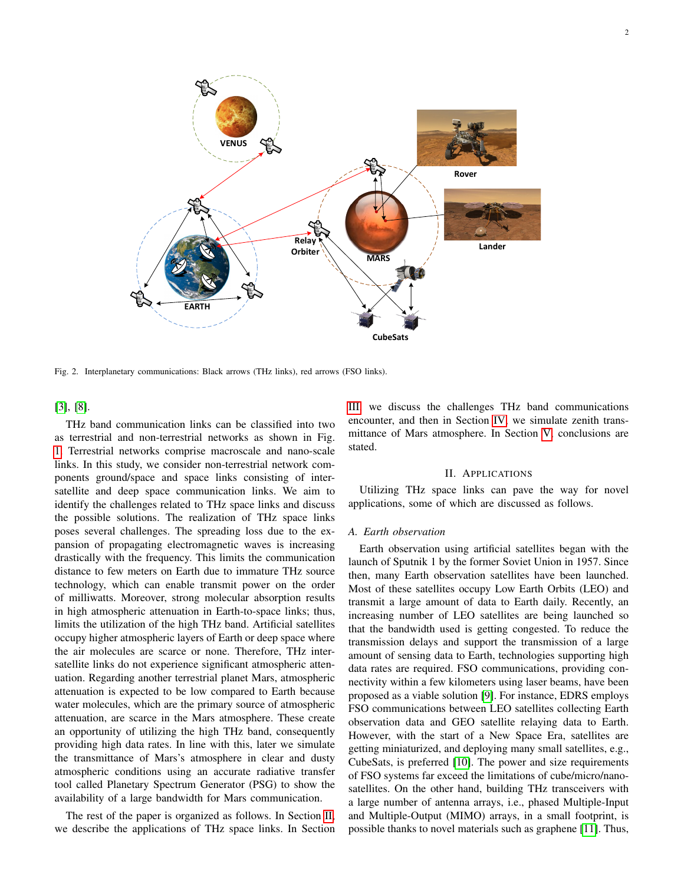Fig. 2. Interplanetary communications: Black arrows (THz links), red arrows (FSO links).

[3], [8].

THz band communication links can be classified into two as terrestrial and non-terrestrial networks as shown in Fig. 1. Terrestrial networks comprise macroscale and nano-scale links. In this study, we consider non-terrestrial network components ground/space and space links consisting of inter-satellite and deep space communication links. We aim to identify the challenges related to THz space links and discuss the possible solutions. The realization of THz space links poses several challenges. The spreading loss due to the expansion of propagating electromagnetic waves is increasing drastically with the frequency. This limits the communication distance to few meters on Earth due to immature THz source technology, which can enable transmit power on the order of milliwatts. Moreover, strong molecular absorption results in high atmospheric attenuation in Earth-to-space links; thus, limits the utilization of the high THz band. Artificial satellites occupy higher atmospheric layers of Earth or deep space where the air molecules are scarce or none. Therefore, THz inter-satellite links do not experience significant atmospheric attenuation. Regarding another terrestrial planet Mars, atmospheric attenuation is expected to be low compared to Earth because water molecules, which are the primary source of atmospheric attenuation, are scarce in the Mars atmosphere. These create an opportunity of utilizing the high THz band, consequently providing high data rates. In line with this, later we simulate the transmittance of Mars's atmosphere in clear and dusty atmospheric conditions using an accurate radiative transfer tool called Planetary Spectrum Generator (PSG) to show the availability of a large bandwidth for Mars communication.

The rest of the paper is organized as follows. In Section II, we describe the applications of THz space links. In Section III, we discuss the challenges THz band communications encounter, and then in Section IV, we simulate zenith transmittance of Mars atmosphere. In Section V, conclusions are stated.

## II. Applications

Utilizing THz space links can pave the way for novel applications, some of which are discussed as follows.

### *A. Earth observation*

Earth observation using artificial satellites began with the launch of Sputnik 1 by the former Soviet Union in 1957. Since then, many Earth observation satellites have been launched. Most of these satellites occupy Low Earth Orbits (LEO) and transmit a large amount of data to Earth daily. Recently, an increasing number of LEO satellites are being launched so that the bandwidth used is getting congested. To reduce the transmission delays and support the transmission of a large amount of sensing data to Earth, technologies supporting high data rates are required. FSO communications, providing connectivity within a few kilometers using laser beams, have been proposed as a viable solution [9]. For instance, EDRS employs FSO communications between LEO satellites collecting Earth observation data and GEO satellite relaying data to Earth. However, with the start of a New Space Era, satellites are getting miniaturized, and deploying many small satellites, e.g., CubeSats, is preferred [10]. The power and size requirements of FSO systems far exceed the limitations of cube/micro/nano-satellites. On the other hand, building THz transceivers with a large number of antenna arrays, i.e., phased Multiple-Input and Multiple-Output (MIMO) arrays, in a small footprint, is possible thanks to novel materials such as graphene [11]. Thus,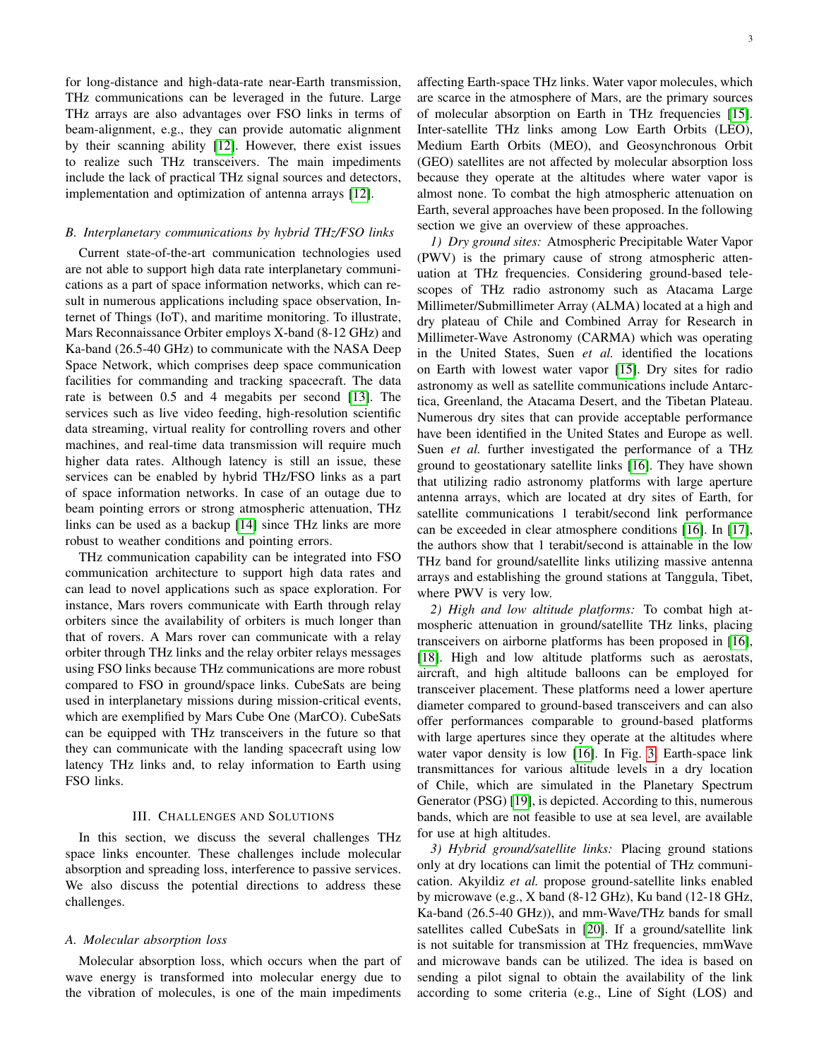for long-distance and high-data-rate near-Earth transmission, THz communications can be leveraged in the future. Large THz arrays are also advantages over FSO links in terms of beam-alignment, e.g., they can provide automatic alignment by their scanning ability [12]. However, there exist issues to realize such THz transceivers. The main impediments include the lack of practical THz signal sources and detectors, implementation and optimization of antenna arrays [12].

### *B. Interplanetary communications by hybrid THz/FSO links*

Current state-of-the-art communication technologies used are not able to support high data rate interplanetary communications as a part of space information networks, which can result in numerous applications including space observation, Internet of Things (IoT), and maritime monitoring. To illustrate, Mars Reconnaissance Orbiter employs X-band (8-12 GHz) and Ka-band (26.5-40 GHz) to communicate with the NASA Deep Space Network, which comprises deep space communication facilities for commanding and tracking spacecraft. The data rate is between 0.5 and 4 megabits per second [13]. The services such as live video feeding, high-resolution scientific data streaming, virtual reality for controlling rovers and other machines, and real-time data transmission will require much higher data rates. Although latency is still an issue, these services can be enabled by hybrid THz/FSO links as a part of space information networks. In case of an outage due to beam pointing errors or strong atmospheric attenuation, THz links can be used as a backup [14] since THz links are more robust to weather conditions and pointing errors.

THz communication capability can be integrated into FSO communication architecture to support high data rates and can lead to novel applications such as space exploration. For instance, Mars rovers communicate with Earth through relay orbiters since the availability of orbiters is much longer than that of rovers. A Mars rover can communicate with a relay orbiter through THz links and the relay orbiter relays messages using FSO links because THz communications are more robust compared to FSO in ground/space links. CubeSats are being used in interplanetary missions during mission-critical events, which are exemplified by Mars Cube One (MarCO). CubeSats can be equipped with THz transceivers in the future so that they can communicate with the landing spacecraft using low latency THz links and, to relay information to Earth using FSO links.

## III. Challenges and Solutions

In this section, we discuss the several challenges THz space links encounter. These challenges include molecular absorption and spreading loss, interference to passive services. We also discuss the potential directions to address these challenges.

### *A. Molecular absorption loss*

Molecular absorption loss, which occurs when the part of wave energy is transformed into molecular energy due to the vibration of molecules, is one of the main impediments affecting Earth-space THz links. Water vapor molecules, which are scarce in the atmosphere of Mars, are the primary sources of molecular absorption on Earth in THz frequencies [15]. Inter-satellite THz links among Low Earth Orbits (LEO), Medium Earth Orbits (MEO), and Geosynchronous Orbit (GEO) satellites are not affected by molecular absorption loss because they operate at the altitudes where water vapor is almost none. To combat the high atmospheric attenuation on Earth, several approaches have been proposed. In the following section we give an overview of these approaches.

*1) Dry ground sites:* Atmospheric Precipitable Water Vapor (PWV) is the primary cause of strong atmospheric attenuation at THz frequencies. Considering ground-based telescopes of THz radio astronomy such as Atacama Large Millimeter/Submillimeter Array (ALMA) located at a high and dry plateau of Chile and Combined Array for Research in Millimeter-Wave Astronomy (CARMA) which was operating in the United States, Suen *et al.* identified the locations on Earth with lowest water vapor [15]. Dry sites for radio astronomy as well as satellite communications include Antarctica, Greenland, the Atacama Desert, and the Tibetan Plateau. Numerous dry sites that can provide acceptable performance have been identified in the United States and Europe as well. Suen *et al.* further investigated the performance of a THz ground to geostationary satellite links [16]. They have shown that utilizing radio astronomy platforms with large aperture antenna arrays, which are located at dry sites of Earth, for satellite communications 1 terabit/second link performance can be exceeded in clear atmosphere conditions [16]. In [17], the authors show that 1 terabit/second is attainable in the low THz band for ground/satellite links utilizing massive antenna arrays and establishing the ground stations at Tanggula, Tibet, where PWV is very low.

*2) High and low altitude platforms:* To combat high atmospheric attenuation in ground/satellite THz links, placing transceivers on airborne platforms has been proposed in [16], [18]. High and low altitude platforms such as aerostats, aircraft, and high altitude balloons can be employed for transceiver placement. These platforms need a lower aperture diameter compared to ground-based transceivers and can also offer performances comparable to ground-based platforms with large apertures since they operate at the altitudes where water vapor density is low [16]. In Fig. 3, Earth-space link transmittances for various altitude levels in a dry location of Chile, which are simulated in the Planetary Spectrum Generator (PSG) [19], is depicted. According to this, numerous bands, which are not feasible to use at sea level, are available for use at high altitudes.

*3) Hybrid ground/satellite links:* Placing ground stations only at dry locations can limit the potential of THz communication. Akyildiz *et al.* propose ground-satellite links enabled by microwave (e.g., X band (8-12 GHz), Ku band (12-18 GHz, Ka-band (26.5-40 GHz)), and mm-Wave/THz bands for small satellites called CubeSats in [20]. If a ground/satellite link is not suitable for transmission at THz frequencies, mmWave and microwave bands can be utilized. The idea is based on sending a pilot signal to obtain the availability of the link according to some criteria (e.g., Line of Sight (LOS) and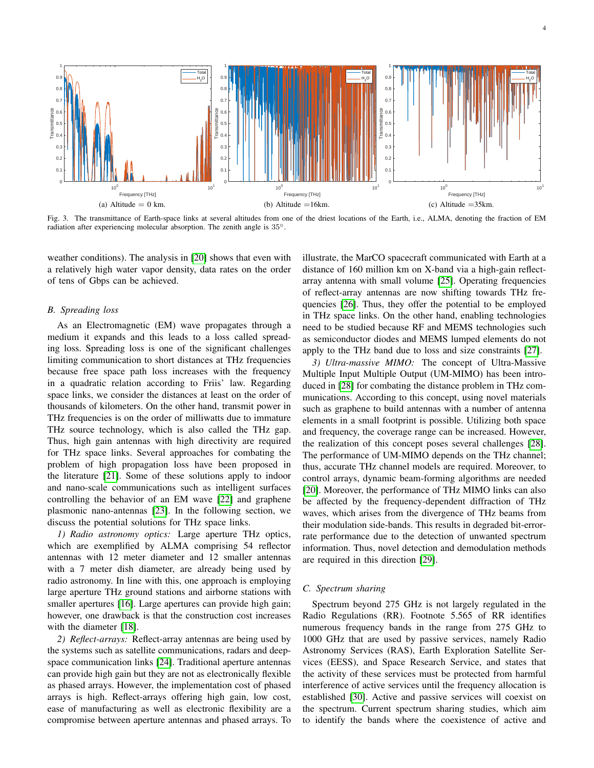(a) Altitude = 0 km. (b) Altitude =16km. (c) Altitude =35km.

Fig. 3. The transmittance of Earth-space links at several altitudes from one of the driest locations of the Earth, i.e., ALMA, denoting the fraction of EM radiation after experiencing molecular absorption. The zenith angle is 35°.

weather conditions). The analysis in [20] shows that even with a relatively high water vapor density, data rates on the order of tens of Gbps can be achieved.

### B. Spreading loss

As an Electromagnetic (EM) wave propagates through a medium it expands and this leads to a loss called spreading loss. Spreading loss is one of the significant challenges limiting communication to short distances at THz frequencies because free space path loss increases with the frequency in a quadratic relation according to Friis' law. Regarding space links, we consider the distances at least on the order of thousands of kilometers. On the other hand, transmit power in THz frequencies is on the order of milliwatts due to immature THz source technology, which is also called the THz gap. Thus, high gain antennas with high directivity are required for THz space links. Several approaches for combating the problem of high propagation loss have been proposed in the literature [21]. Some of these solutions apply to indoor and nano-scale communications such as intelligent surfaces controlling the behavior of an EM wave [22] and graphene plasmonic nano-antennas [23]. In the following section, we discuss the potential solutions for THz space links.

*1) Radio astronomy optics:* Large aperture THz optics, which are exemplified by ALMA comprising 54 reflector antennas with 12 meter diameter and 12 smaller antennas with a 7 meter dish diameter, are already being used by radio astronomy. In line with this, one approach is employing large aperture THz ground stations and airborne stations with smaller apertures [16]. Large apertures can provide high gain; however, one drawback is that the construction cost increases with the diameter [18].

*2) Reflect-arrays:* Reflect-array antennas are being used by the systems such as satellite communications, radars and deep-space communication links [24]. Traditional aperture antennas can provide high gain but they are not as electronically flexible as phased arrays. However, the implementation cost of phased arrays is high. Reflect-arrays offering high gain, low cost, ease of manufacturing as well as electronic flexibility are a compromise between aperture antennas and phased arrays. To illustrate, the MarCO spacecraft communicated with Earth at a distance of 160 million km on X-band via a high-gain reflect-array antenna with small volume [25]. Operating frequencies of reflect-array antennas are now shifting towards THz frequencies [26]. Thus, they offer the potential to be employed in THz space links. On the other hand, enabling technologies need to be studied because RF and MEMS technologies such as semiconductor diodes and MEMS lumped elements do not apply to the THz band due to loss and size constraints [27].

*3) Ultra-massive MIMO:* The concept of Ultra-Massive Multiple Input Multiple Output (UM-MIMO) has been introduced in [28] for combating the distance problem in THz communications. According to this concept, using novel materials such as graphene to build antennas with a number of antenna elements in a small footprint is possible. Utilizing both space and frequency, the coverage range can be increased. However, the realization of this concept poses several challenges [28]. The performance of UM-MIMO depends on the THz channel; thus, accurate THz channel models are required. Moreover, to control arrays, dynamic beam-forming algorithms are needed [20]. Moreover, the performance of THz MIMO links can also be affected by the frequency-dependent diffraction of THz waves, which arises from the divergence of THz beams from their modulation side-bands. This results in degraded bit-error-rate performance due to the detection of unwanted spectrum information. Thus, novel detection and demodulation methods are required in this direction [29].

### C. Spectrum sharing

Spectrum beyond 275 GHz is not largely regulated in the Radio Regulations (RR). Footnote 5.565 of RR identifies numerous frequency bands in the range from 275 GHz to 1000 GHz that are used by passive services, namely Radio Astronomy Services (RAS), Earth Exploration Satellite Services (EESS), and Space Research Service, and states that the activity of these services must be protected from harmful interference of active services until the frequency allocation is established [30]. Active and passive services will coexist on the spectrum. Current spectrum sharing studies, which aim to identify the bands where the coexistence of active and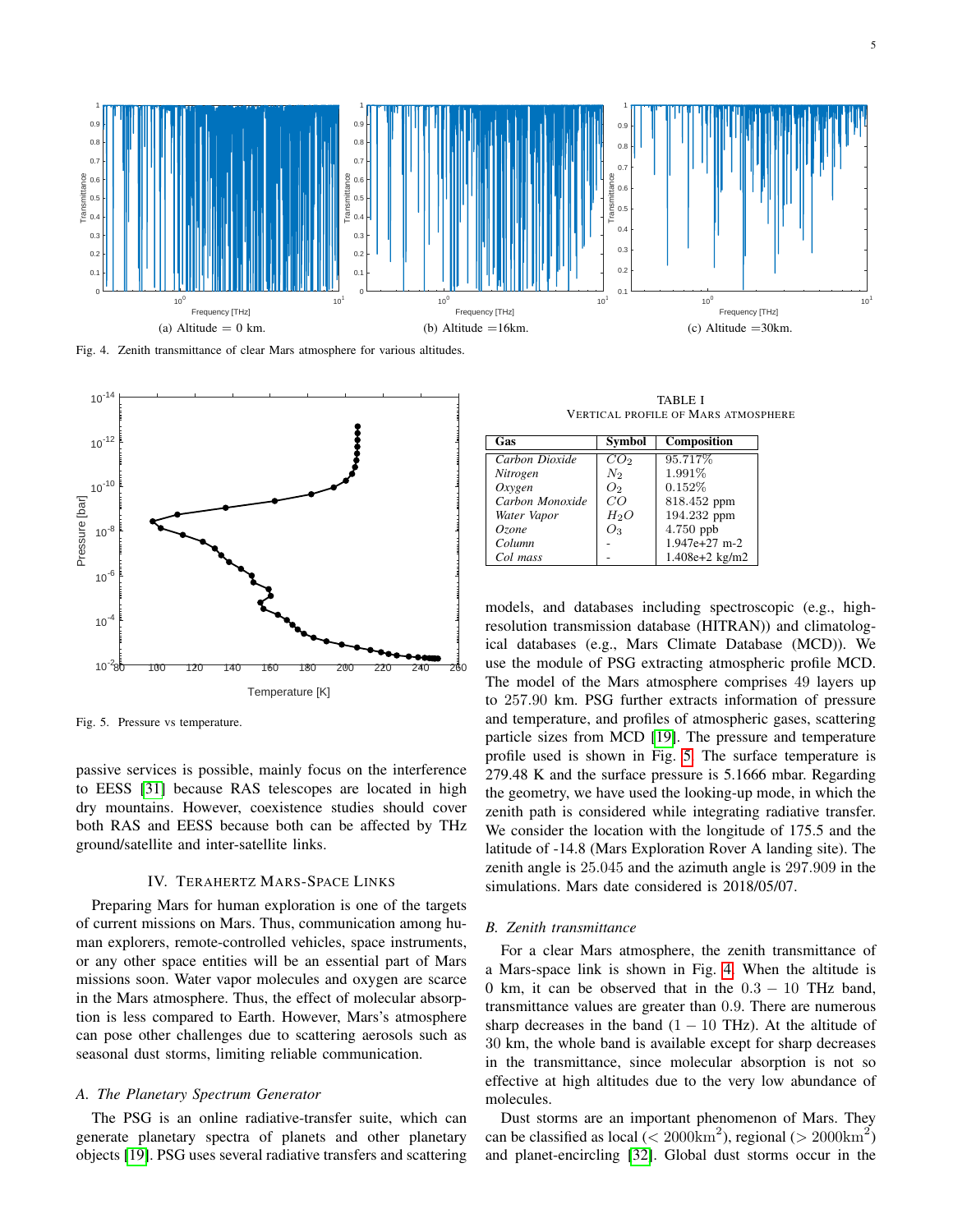Fig. 4. Zenith transmittance of clear Mars atmosphere for various altitudes. (a) Altitude = 0 km. (b) Altitude =16km. (c) Altitude =30km.

Fig. 5. Pressure vs temperature.

passive services is possible, mainly focus on the interference to EESS [31] because RAS telescopes are located in high dry mountains. However, coexistence studies should cover both RAS and EESS because both can be affected by THz ground/satellite and inter-satellite links.

## IV. Terahertz Mars-Space Links

Preparing Mars for human exploration is one of the targets of current missions on Mars. Thus, communication among human explorers, remote-controlled vehicles, space instruments, or any other space entities will be an essential part of Mars missions soon. Water vapor molecules and oxygen are scarce in the Mars atmosphere. Thus, the effect of molecular absorption is less compared to Earth. However, Mars's atmosphere can pose other challenges due to scattering aerosols such as seasonal dust storms, limiting reliable communication.

### A. The Planetary Spectrum Generator

The PSG is an online radiative-transfer suite, which can generate planetary spectra of planets and other planetary objects [19]. PSG uses several radiative transfers and scattering models, and databases including spectroscopic (e.g., high-resolution transmission database (HITRAN)) and climatological databases (e.g., Mars Climate Database (MCD)). We use the module of PSG extracting atmospheric profile MCD. The model of the Mars atmosphere comprises 49 layers up to 257.90 km. PSG further extracts information of pressure and temperature, and profiles of atmospheric gases, scattering particle sizes from MCD [19]. The pressure and temperature profile used is shown in Fig. 5. The surface temperature is 279.48 K and the surface pressure is 5.1666 mbar. Regarding the geometry, we have used the looking-up mode, in which the zenith path is considered while integrating radiative transfer. We consider the location with the longitude of 175.5 and the latitude of -14.8 (Mars Exploration Rover A landing site). The zenith angle is 25.045 and the azimuth angle is 297.909 in the simulations. Mars date considered is 2018/05/07.

TABLE I
VERTICAL PROFILE OF MARS ATMOSPHERE

| Gas | Symbol | Composition |
|---|---|---|
| *Carbon Dioxide* | $CO_2$ | 95.717% |
| *Nitrogen* | $N_2$ | 1.991% |
| *Oxygen* | $O_2$ | 0.152% |
| *Carbon Monoxide* | $CO$ | 818.452 ppm |
| *Water Vapor* | $H_2O$ | 194.232 ppm |
| *Ozone* | $O_3$ | 4.750 ppb |
| *Column* | - | 1.947e+27 m-2 |
| *Col mass* | - | 1.408e+2 kg/m2 |

### B. Zenith transmittance

For a clear Mars atmosphere, the zenith transmittance of a Mars-space link is shown in Fig. 4. When the altitude is 0 km, it can be observed that in the $0.3-10$ THz band, transmittance values are greater than 0.9. There are numerous sharp decreases in the band ($1-10$ THz). At the altitude of 30 km, the whole band is available except for sharp decreases in the transmittance, since molecular absorption is not so effective at high altitudes due to the very low abundance of molecules.

Dust storms are an important phenomenon of Mars. They can be classified as local ($< 2000\text{km}^2$), regional ($> 2000\text{km}^2$) and planet-encircling [32]. Global dust storms occur in the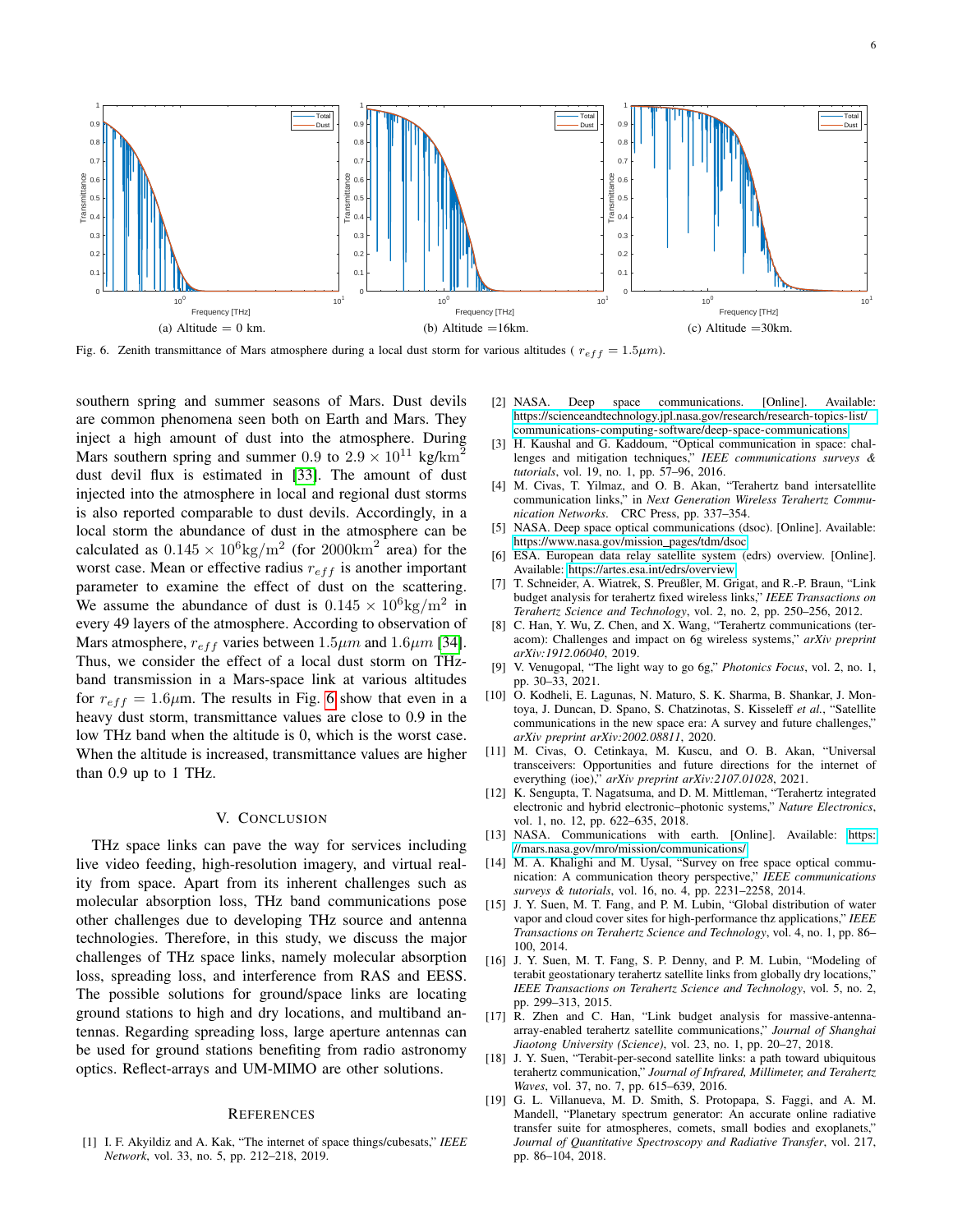Fig. 6. Zenith transmittance of Mars atmosphere during a local dust storm for various altitudes ( $r_{eff} = 1.5\mu m$).

(a) Altitude = 0 km. (b) Altitude =16km. (c) Altitude =30km.

southern spring and summer seasons of Mars. Dust devils are common phenomena seen both on Earth and Mars. They inject a high amount of dust into the atmosphere. During Mars southern spring and summer 0.9 to $2.9 \times 10^{11}$ kg/km$^2$ dust devil flux is estimated in [33]. The amount of dust injected into the atmosphere in local and regional dust storms is also reported comparable to dust devils. Accordingly, in a local storm the abundance of dust in the atmosphere can be calculated as $0.145 \times 10^6 \mathrm{kg/m}^2$ (for $2000\mathrm{km}^2$ area) for the worst case. Mean or effective radius $r_{eff}$ is another important parameter to examine the effect of dust on the scattering. We assume the abundance of dust is $0.145 \times 10^6 \mathrm{kg/m}^2$ in every 49 layers of the atmosphere. According to observation of Mars atmosphere, $r_{eff}$ varies between $1.5\mu m$ and $1.6\mu m$ [34]. Thus, we consider the effect of a local dust storm on THz-band transmission in a Mars-space link at various altitudes for $r_{eff} = 1.6\mu$m. The results in Fig. 6 show that even in a heavy dust storm, transmittance values are close to 0.9 in the low THz band when the altitude is 0, which is the worst case. When the altitude is increased, transmittance values are higher than 0.9 up to 1 THz.

## V. Conclusion

THz space links can pave the way for services including live video feeding, high-resolution imagery, and virtual reality from space. Apart from its inherent challenges such as molecular absorption loss, THz band communications pose other challenges due to developing THz source and antenna technologies. Therefore, in this study, we discuss the major challenges of THz space links, namely molecular absorption loss, spreading loss, and interference from RAS and EESS. The possible solutions for ground/space links are locating ground stations to high and dry locations, and multiband antennas. Regarding spreading loss, large aperture antennas can be used for ground stations benefiting from radio astronomy optics. Reflect-arrays and UM-MIMO are other solutions.

## References

[1] I. F. Akyildiz and A. Kak, "The internet of space things/cubesats," *IEEE Network*, vol. 33, no. 5, pp. 212–218, 2019.

[2] NASA. Deep space communications. [Online]. Available: https://scienceandtechnology.jpl.nasa.gov/research/research-topics-list/communications-computing-software/deep-space-communications

[3] H. Kaushal and G. Kaddoum, "Optical communication in space: challenges and mitigation techniques," *IEEE communications surveys & tutorials*, vol. 19, no. 1, pp. 57–96, 2016.

[4] M. Civas, T. Yilmaz, and O. B. Akan, "Terahertz band intersatellite communication links," in *Next Generation Wireless Terahertz Communication Networks*. CRC Press, pp. 337–354.

[5] NASA. Deep space optical communications (dsoc). [Online]. Available: https://www.nasa.gov/mission_pages/tdm/dsoc

[6] ESA. European data relay satellite system (edrs) overview. [Online]. Available: https://artes.esa.int/edrs/overview

[7] T. Schneider, A. Wiatrek, S. Preußler, M. Grigat, and R.-P. Braun, "Link budget analysis for terahertz fixed wireless links," *IEEE Transactions on Terahertz Science and Technology*, vol. 2, no. 2, pp. 250–256, 2012.

[8] C. Han, Y. Wu, Z. Chen, and X. Wang, "Terahertz communications (teracom): Challenges and impact on 6g wireless systems," *arXiv preprint arXiv:1912.06040*, 2019.

[9] V. Venugopal, "The light way to go 6g," *Photonics Focus*, vol. 2, no. 1, pp. 30–33, 2021.

[10] O. Kodheli, E. Lagunas, N. Maturo, S. K. Sharma, B. Shankar, J. Montoya, J. Duncan, D. Spano, S. Chatzinotas, S. Kisseleff *et al.*, "Satellite communications in the new space era: A survey and future challenges," *arXiv preprint arXiv:2002.08811*, 2020.

[11] M. Civas, O. Cetinkaya, M. Kuscu, and O. B. Akan, "Universal transceivers: Opportunities and future directions for the internet of everything (ioe)," *arXiv preprint arXiv:2107.01028*, 2021.

[12] K. Sengupta, T. Nagatsuma, and D. M. Mittleman, "Terahertz integrated electronic and hybrid electronic–photonic systems," *Nature Electronics*, vol. 1, no. 12, pp. 622–635, 2018.

[13] NASA. Communications with earth. [Online]. Available: https://mars.nasa.gov/mro/mission/communications/

[14] M. A. Khalighi and M. Uysal, "Survey on free space optical communication: A communication theory perspective," *IEEE communications surveys & tutorials*, vol. 16, no. 4, pp. 2231–2258, 2014.

[15] J. Y. Suen, M. T. Fang, and P. M. Lubin, "Global distribution of water vapor and cloud cover sites for high-performance thz applications," *IEEE Transactions on Terahertz Science and Technology*, vol. 4, no. 1, pp. 86–100, 2014.

[16] J. Y. Suen, M. T. Fang, S. P. Denny, and P. M. Lubin, "Modeling of terabit geostationary terahertz satellite links from globally dry locations," *IEEE Transactions on Terahertz Science and Technology*, vol. 5, no. 2, pp. 299–313, 2015.

[17] R. Zhen and C. Han, "Link budget analysis for massive-antenna-array-enabled terahertz satellite communications," *Journal of Shanghai Jiaotong University (Science)*, vol. 23, no. 1, pp. 20–27, 2018.

[18] J. Y. Suen, "Terabit-per-second satellite links: a path toward ubiquitous terahertz communication," *Journal of Infrared, Millimeter, and Terahertz Waves*, vol. 37, no. 7, pp. 615–639, 2016.

[19] G. L. Villanueva, M. D. Smith, S. Protopapa, S. Faggi, and A. M. Mandell, "Planetary spectrum generator: An accurate online radiative transfer suite for atmospheres, comets, small bodies and exoplanets," *Journal of Quantitative Spectroscopy and Radiative Transfer*, vol. 217, pp. 86–104, 2018.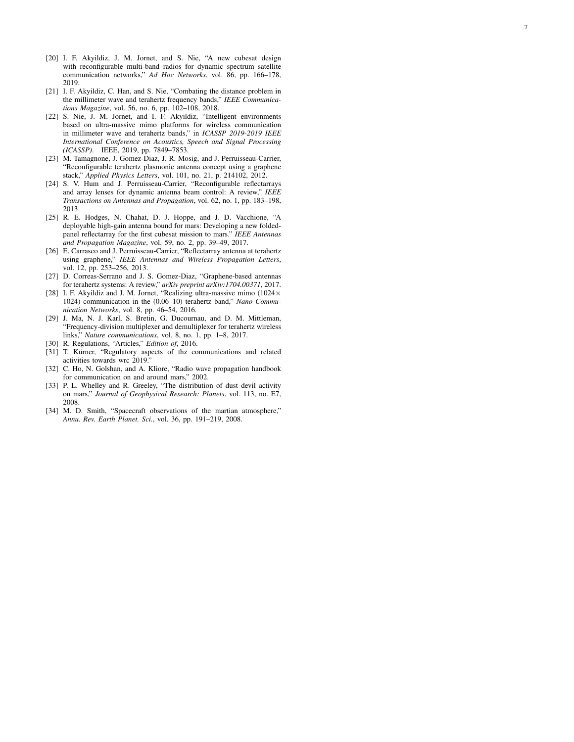[20] I. F. Akyildiz, J. M. Jornet, and S. Nie, "A new cubesat design with reconfigurable multi-band radios for dynamic spectrum satellite communication networks," *Ad Hoc Networks*, vol. 86, pp. 166–178, 2019.

[21] I. F. Akyildiz, C. Han, and S. Nie, "Combating the distance problem in the millimeter wave and terahertz frequency bands," *IEEE Communications Magazine*, vol. 56, no. 6, pp. 102–108, 2018.

[22] S. Nie, J. M. Jornet, and I. F. Akyildiz, "Intelligent environments based on ultra-massive mimo platforms for wireless communication in millimeter wave and terahertz bands," in *ICASSP 2019-2019 IEEE International Conference on Acoustics, Speech and Signal Processing (ICASSP)*. IEEE, 2019, pp. 7849–7853.

[23] M. Tamagnone, J. Gomez-Diaz, J. R. Mosig, and J. Perruisseau-Carrier, "Reconfigurable terahertz plasmonic antenna concept using a graphene stack," *Applied Physics Letters*, vol. 101, no. 21, p. 214102, 2012.

[24] S. V. Hum and J. Perruisseau-Carrier, "Reconfigurable reflectarrays and array lenses for dynamic antenna beam control: A review," *IEEE Transactions on Antennas and Propagation*, vol. 62, no. 1, pp. 183–198, 2013.

[25] R. E. Hodges, N. Chahat, D. J. Hoppe, and J. D. Vacchione, "A deployable high-gain antenna bound for mars: Developing a new folded-panel reflectarray for the first cubesat mission to mars." *IEEE Antennas and Propagation Magazine*, vol. 59, no. 2, pp. 39–49, 2017.

[26] E. Carrasco and J. Perruisseau-Carrier, "Reflectarray antenna at terahertz using graphene," *IEEE Antennas and Wireless Propagation Letters*, vol. 12, pp. 253–256, 2013.

[27] D. Correas-Serrano and J. S. Gomez-Diaz, "Graphene-based antennas for terahertz systems: A review," *arXiv preprint arXiv:1704.00371*, 2017.

[28] I. F. Akyildiz and J. M. Jornet, "Realizing ultra-massive mimo ($1024\times$ 1024) communication in the (0.06–10) terahertz band," *Nano Communication Networks*, vol. 8, pp. 46–54, 2016.

[29] J. Ma, N. J. Karl, S. Bretin, G. Ducournau, and D. M. Mittleman, "Frequency-division multiplexer and demultiplexer for terahertz wireless links," *Nature communications*, vol. 8, no. 1, pp. 1–8, 2017.

[30] R. Regulations, "Articles," *Edition of*, 2016.

[31] T. Kürner, "Regulatory aspects of thz communications and related activities towards wrc 2019."

[32] C. Ho, N. Golshan, and A. Kliore, "Radio wave propagation handbook for communication on and around mars," 2002.

[33] P. L. Whelley and R. Greeley, "The distribution of dust devil activity on mars," *Journal of Geophysical Research: Planets*, vol. 113, no. E7, 2008.

[34] M. D. Smith, "Spacecraft observations of the martian atmosphere," *Annu. Rev. Earth Planet. Sci.*, vol. 36, pp. 191–219, 2008.